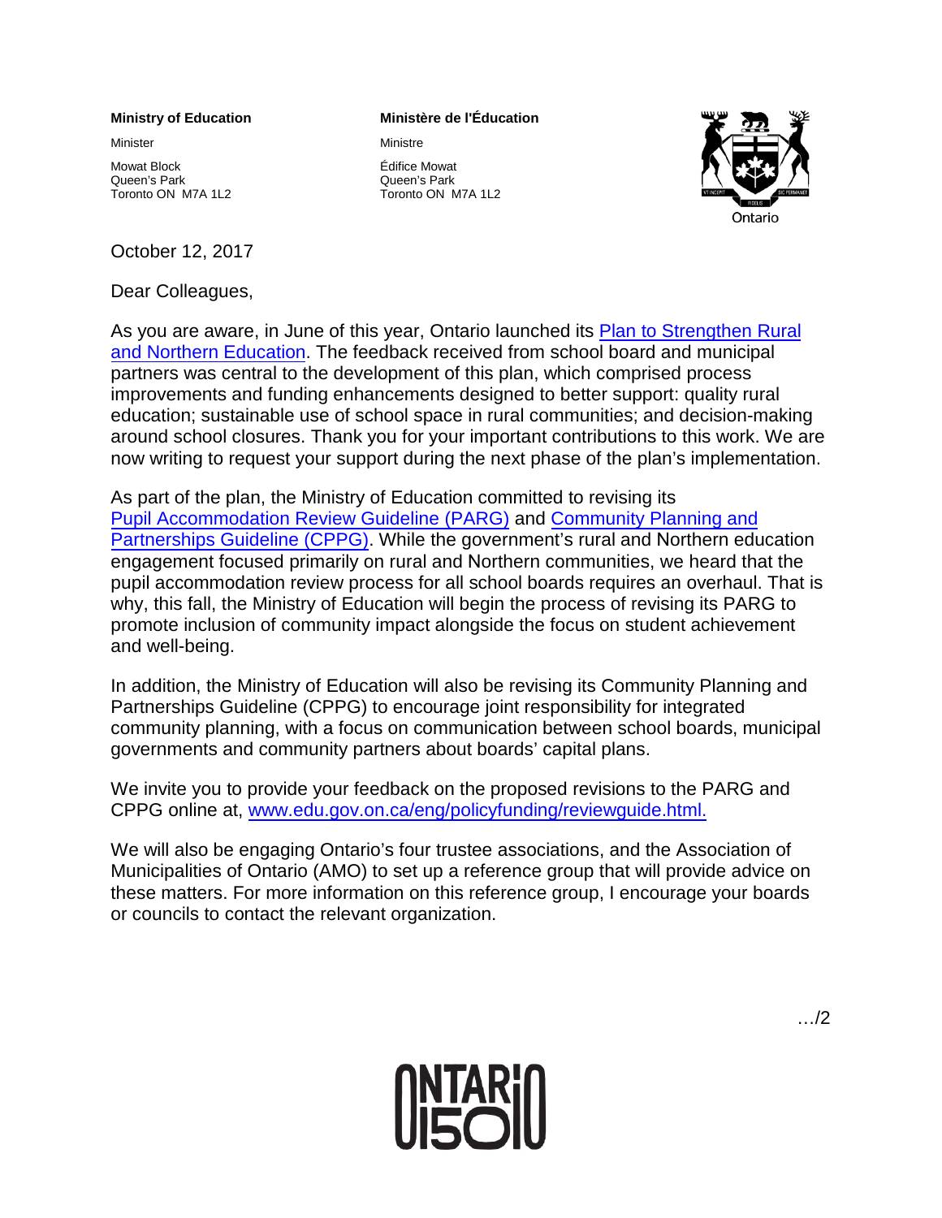**Ministry of Education**

Minister

Mowat Block
Queen's Park
Toronto ON M7A 1L2

**Ministère de l'Éducation**

Ministre

Édifice Mowat
Queen's Park
Toronto ON M7A 1L2

Ontario

October 12, 2017

Dear Colleagues,

As you are aware, in June of this year, Ontario launched its [Plan to Strengthen Rural and Northern Education](). The feedback received from school board and municipal partners was central to the development of this plan, which comprised process improvements and funding enhancements designed to better support: quality rural education; sustainable use of school space in rural communities; and decision-making around school closures. Thank you for your important contributions to this work. We are now writing to request your support during the next phase of the plan's implementation.

As part of the plan, the Ministry of Education committed to revising its [Pupil Accommodation Review Guideline (PARG)]() and [Community Planning and Partnerships Guideline (CPPG)](). While the government's rural and Northern education engagement focused primarily on rural and Northern communities, we heard that the pupil accommodation review process for all school boards requires an overhaul. That is why, this fall, the Ministry of Education will begin the process of revising its PARG to promote inclusion of community impact alongside the focus on student achievement and well-being.

In addition, the Ministry of Education will also be revising its Community Planning and Partnerships Guideline (CPPG) to encourage joint responsibility for integrated community planning, with a focus on communication between school boards, municipal governments and community partners about boards' capital plans.

We invite you to provide your feedback on the proposed revisions to the PARG and CPPG online at, [www.edu.gov.on.ca/eng/policyfunding/reviewguide.html.](www.edu.gov.on.ca/eng/policyfunding/reviewguide.html)

We will also be engaging Ontario's four trustee associations, and the Association of Municipalities of Ontario (AMO) to set up a reference group that will provide advice on these matters. For more information on this reference group, I encourage your boards or councils to contact the relevant organization.

…/2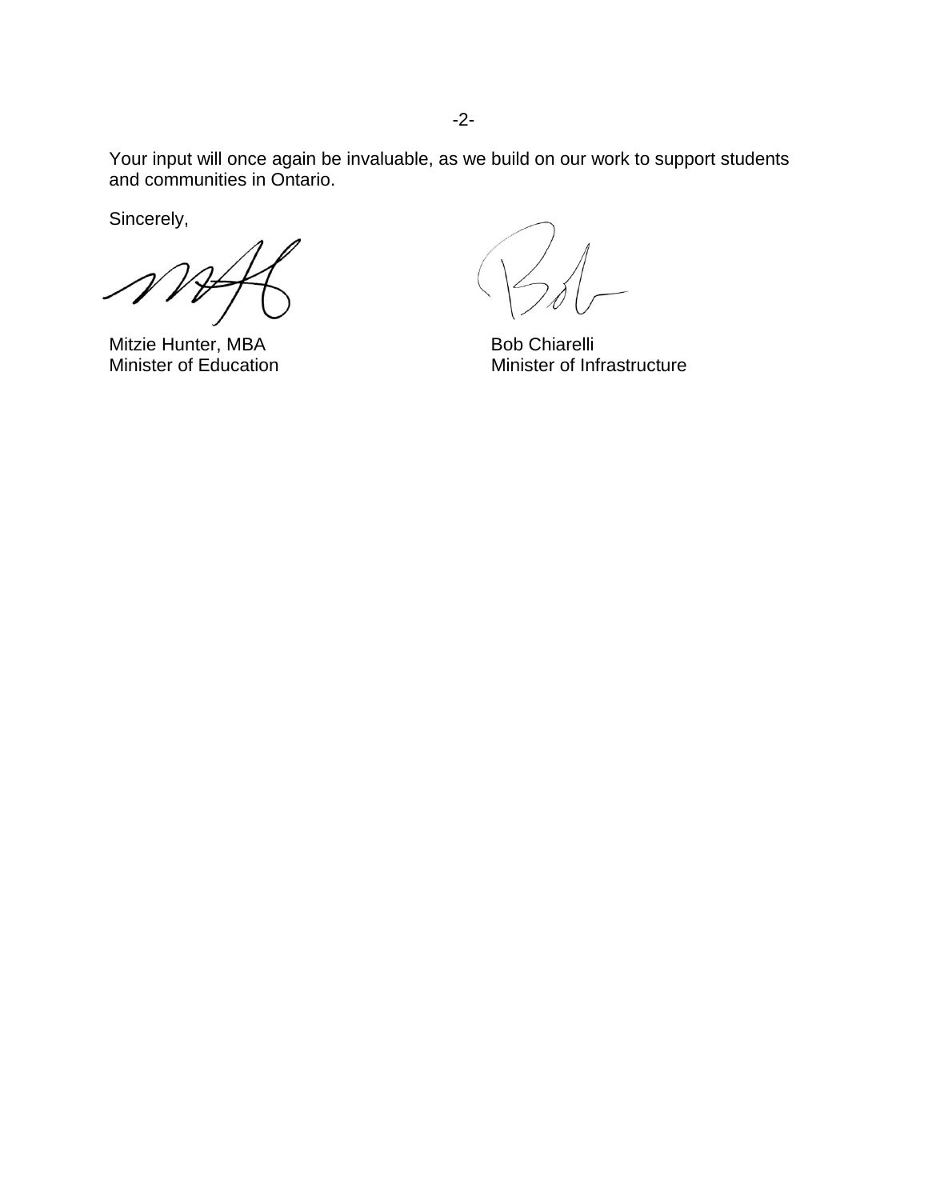Your input will once again be invaluable, as we build on our work to support students and communities in Ontario.

Sincerely,

Mitzie Hunter, MBA
Minister of Education

Bob Chiarelli
Minister of Infrastructure